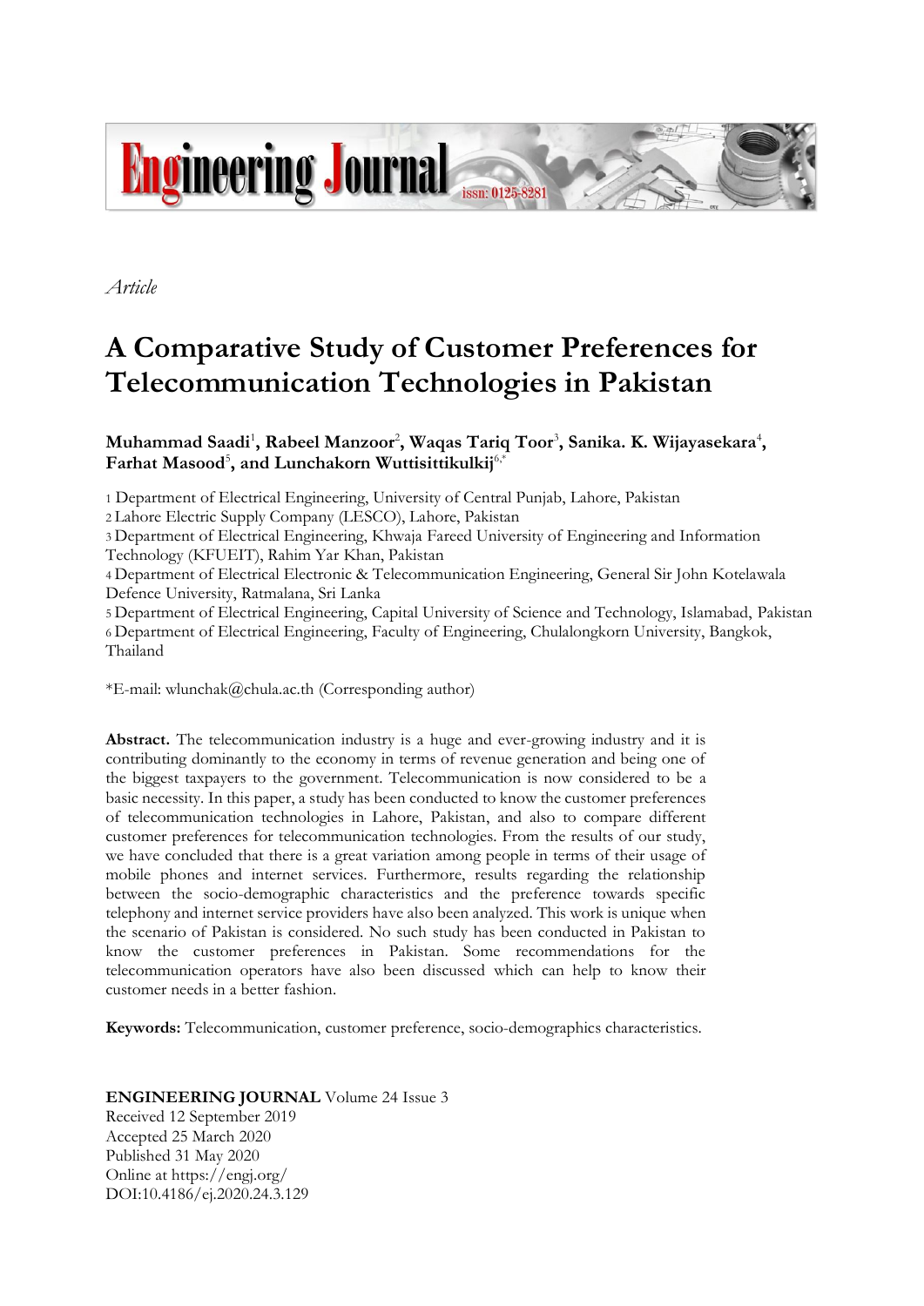*Article*

# A Comparative Study of Customer Preferences for Telecommunication Technologies in Pakistan

**Muhammad Saadi**[1]**, Rabeel Manzoor**[2]**, Waqas Tariq Toor**[3]**, Sanika. K. Wijayasekara**[4]**, Farhat Masood**[5]**, and Lunchakorn Wuttisittikulkij**[6,*]

1 Department of Electrical Engineering, University of Central Punjab, Lahore, Pakistan
2 Lahore Electric Supply Company (LESCO), Lahore, Pakistan
3 Department of Electrical Engineering, Khwaja Fareed University of Engineering and Information Technology (KFUEIT), Rahim Yar Khan, Pakistan
4 Department of Electrical Electronic & Telecommunication Engineering, General Sir John Kotelawala Defence University, Ratmalana, Sri Lanka
5 Department of Electrical Engineering, Capital University of Science and Technology, Islamabad, Pakistan
6 Department of Electrical Engineering, Faculty of Engineering, Chulalongkorn University, Bangkok, Thailand

*E-mail: wlunchak@chula.ac.th (Corresponding author)

**Abstract.** The telecommunication industry is a huge and ever-growing industry and it is contributing dominantly to the economy in terms of revenue generation and being one of the biggest taxpayers to the government. Telecommunication is now considered to be a basic necessity. In this paper, a study has been conducted to know the customer preferences of telecommunication technologies in Lahore, Pakistan, and also to compare different customer preferences for telecommunication technologies. From the results of our study, we have concluded that there is a great variation among people in terms of their usage of mobile phones and internet services. Furthermore, results regarding the relationship between the socio-demographic characteristics and the preference towards specific telephony and internet service providers have also been analyzed. This work is unique when the scenario of Pakistan is considered. No such study has been conducted in Pakistan to know the customer preferences in Pakistan. Some recommendations for the telecommunication operators have also been discussed which can help to know their customer needs in a better fashion.

**Keywords:** Telecommunication, customer preference, socio-demographics characteristics.

**ENGINEERING JOURNAL** Volume 24 Issue 3
Received 12 September 2019
Accepted 25 March 2020
Published 31 May 2020
Online at https://engj.org/
DOI:10.4186/ej.2020.24.3.129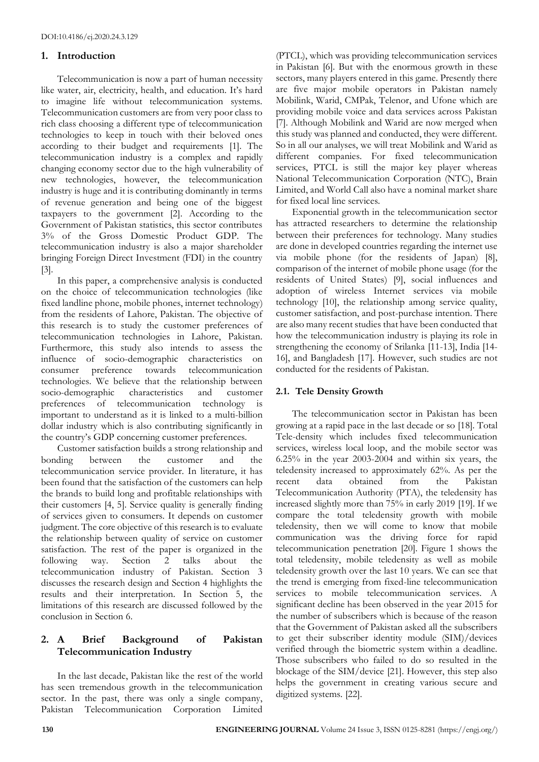DOI:10.4186/ej.2020.24.3.129

## 1. Introduction

Telecommunication is now a part of human necessity like water, air, electricity, health, and education. It's hard to imagine life without telecommunication systems. Telecommunication customers are from very poor class to rich class choosing a different type of telecommunication technologies to keep in touch with their beloved ones according to their budget and requirements [1]. The telecommunication industry is a complex and rapidly changing economy sector due to the high vulnerability of new technologies, however, the telecommunication industry is huge and it is contributing dominantly in terms of revenue generation and being one of the biggest taxpayers to the government [2]. According to the Government of Pakistan statistics, this sector contributes 3% of the Gross Domestic Product GDP. The telecommunication industry is also a major shareholder bringing Foreign Direct Investment (FDI) in the country [3].

In this paper, a comprehensive analysis is conducted on the choice of telecommunication technologies (like fixed landline phone, mobile phones, internet technology) from the residents of Lahore, Pakistan. The objective of this research is to study the customer preferences of telecommunication technologies in Lahore, Pakistan. Furthermore, this study also intends to assess the influence of socio-demographic characteristics on consumer preference towards telecommunication technologies. We believe that the relationship between socio-demographic characteristics and customer preferences of telecommunication technology is important to understand as it is linked to a multi-billion dollar industry which is also contributing significantly in the country's GDP concerning customer preferences.

Customer satisfaction builds a strong relationship and bonding between the customer and the telecommunication service provider. In literature, it has been found that the satisfaction of the customers can help the brands to build long and profitable relationships with their customers [4, 5]. Service quality is generally finding of services given to consumers. It depends on customer judgment. The core objective of this research is to evaluate the relationship between quality of service on customer satisfaction. The rest of the paper is organized in the following way. Section 2 talks about the telecommunication industry of Pakistan. Section 3 discusses the research design and Section 4 highlights the results and their interpretation. In Section 5, the limitations of this research are discussed followed by the conclusion in Section 6.

## 2. A Brief Background of Pakistan Telecommunication Industry

In the last decade, Pakistan like the rest of the world has seen tremendous growth in the telecommunication sector. In the past, there was only a single company, Pakistan Telecommunication Corporation Limited (PTCL), which was providing telecommunication services in Pakistan [6]. But with the enormous growth in these sectors, many players entered in this game. Presently there are five major mobile operators in Pakistan namely Mobilink, Warid, CMPak, Telenor, and Ufone which are providing mobile voice and data services across Pakistan [7]. Although Mobilink and Warid are now merged when this study was planned and conducted, they were different. So in all our analyses, we will treat Mobilink and Warid as different companies. For fixed telecommunication services, PTCL is still the major key player whereas National Telecommunication Corporation (NTC), Brain Limited, and World Call also have a nominal market share for fixed local line services.

Exponential growth in the telecommunication sector has attracted researchers to determine the relationship between their preferences for technology. Many studies are done in developed countries regarding the internet use via mobile phone (for the residents of Japan) [8], comparison of the internet of mobile phone usage (for the residents of United States) [9], social influences and adoption of wireless Internet services via mobile technology [10], the relationship among service quality, customer satisfaction, and post-purchase intention. There are also many recent studies that have been conducted that how the telecommunication industry is playing its role in strengthening the economy of Srilanka [11-13], India [14-16], and Bangladesh [17]. However, such studies are not conducted for the residents of Pakistan.

### 2.1. Tele Density Growth

The telecommunication sector in Pakistan has been growing at a rapid pace in the last decade or so [18]. Total Tele-density which includes fixed telecommunication services, wireless local loop, and the mobile sector was 6.25% in the year 2003-2004 and within six years, the teledensity increased to approximately 62%. As per the recent data obtained from the Pakistan Telecommunication Authority (PTA), the teledensity has increased slightly more than 75% in early 2019 [19]. If we compare the total teledensity growth with mobile teledensity, then we will come to know that mobile communication was the driving force for rapid telecommunication penetration [20]. Figure 1 shows the total teledensity, mobile teledensity as well as mobile teledensity growth over the last 10 years. We can see that the trend is emerging from fixed-line telecommunication services to mobile telecommunication services. A significant decline has been observed in the year 2015 for the number of subscribers which is because of the reason that the Government of Pakistan asked all the subscribers to get their subscriber identity module (SIM)/devices verified through the biometric system within a deadline. Those subscribers who failed to do so resulted in the blockage of the SIM/device [21]. However, this step also helps the government in creating various secure and digitized systems. [22].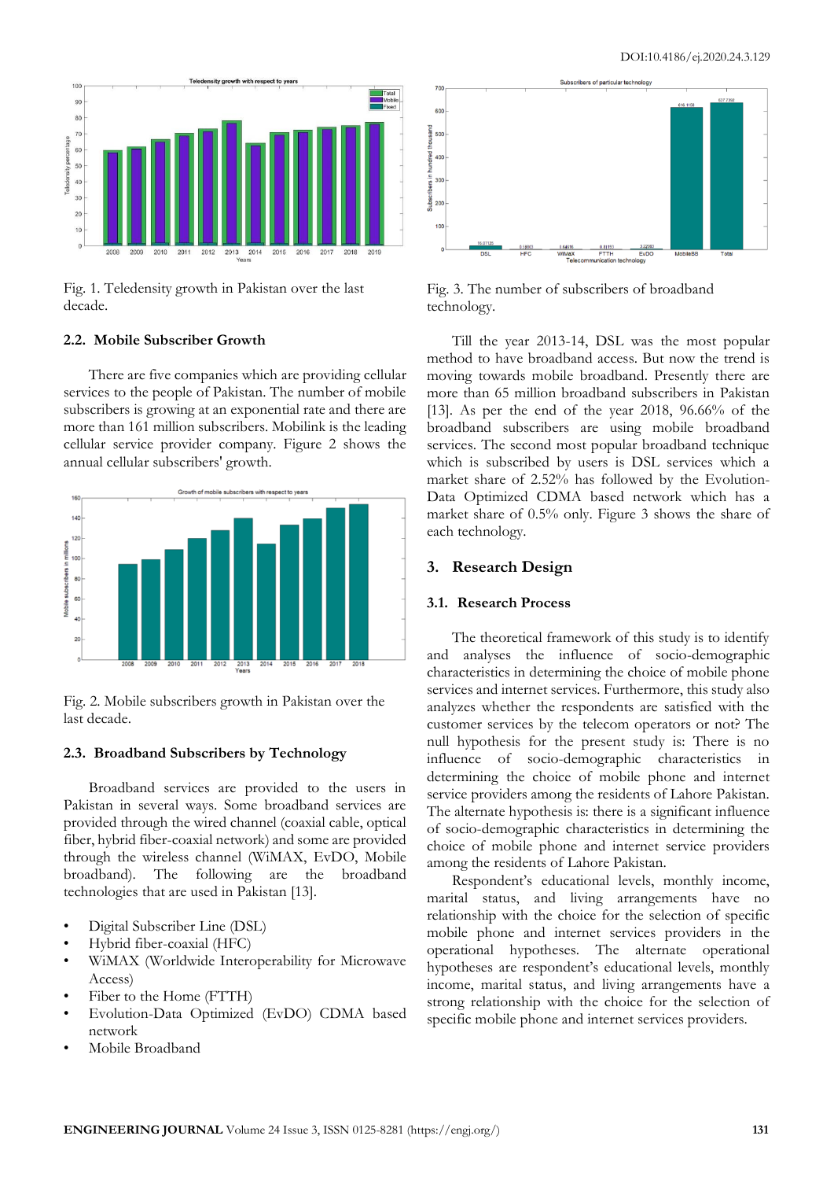Fig. 1. Teledensity growth in Pakistan over the last decade.

### 2.2. Mobile Subscriber Growth

There are five companies which are providing cellular services to the people of Pakistan. The number of mobile subscribers is growing at an exponential rate and there are more than 161 million subscribers. Mobilink is the leading cellular service provider company. Figure 2 shows the annual cellular subscribers' growth.

Fig. 2. Mobile subscribers growth in Pakistan over the last decade.

### 2.3. Broadband Subscribers by Technology

Broadband services are provided to the users in Pakistan in several ways. Some broadband services are provided through the wired channel (coaxial cable, optical fiber, hybrid fiber-coaxial network) and some are provided through the wireless channel (WiMAX, EvDO, Mobile broadband). The following are the broadband technologies that are used in Pakistan [13].

- Digital Subscriber Line (DSL)
- Hybrid fiber-coaxial (HFC)
- WiMAX (Worldwide Interoperability for Microwave Access)
- Fiber to the Home (FTTH)
- Evolution-Data Optimized (EvDO) CDMA based network
- Mobile Broadband

Fig. 3. The number of subscribers of broadband technology.

Till the year 2013-14, DSL was the most popular method to have broadband access. But now the trend is moving towards mobile broadband. Presently there are more than 65 million broadband subscribers in Pakistan [13]. As per the end of the year 2018, 96.66% of the broadband subscribers are using mobile broadband services. The second most popular broadband technique which is subscribed by users is DSL services which a market share of 2.52% has followed by the Evolution-Data Optimized CDMA based network which has a market share of 0.5% only. Figure 3 shows the share of each technology.

## 3. Research Design

### 3.1. Research Process

The theoretical framework of this study is to identify and analyses the influence of socio-demographic characteristics in determining the choice of mobile phone services and internet services. Furthermore, this study also analyzes whether the respondents are satisfied with the customer services by the telecom operators or not? The null hypothesis for the present study is: There is no influence of socio-demographic characteristics in determining the choice of mobile phone and internet service providers among the residents of Lahore Pakistan. The alternate hypothesis is: there is a significant influence of socio-demographic characteristics in determining the choice of mobile phone and internet service providers among the residents of Lahore Pakistan.

Respondent's educational levels, monthly income, marital status, and living arrangements have no relationship with the choice for the selection of specific mobile phone and internet services providers in the operational hypotheses. The alternate operational hypotheses are respondent's educational levels, monthly income, marital status, and living arrangements have a strong relationship with the choice for the selection of specific mobile phone and internet services providers.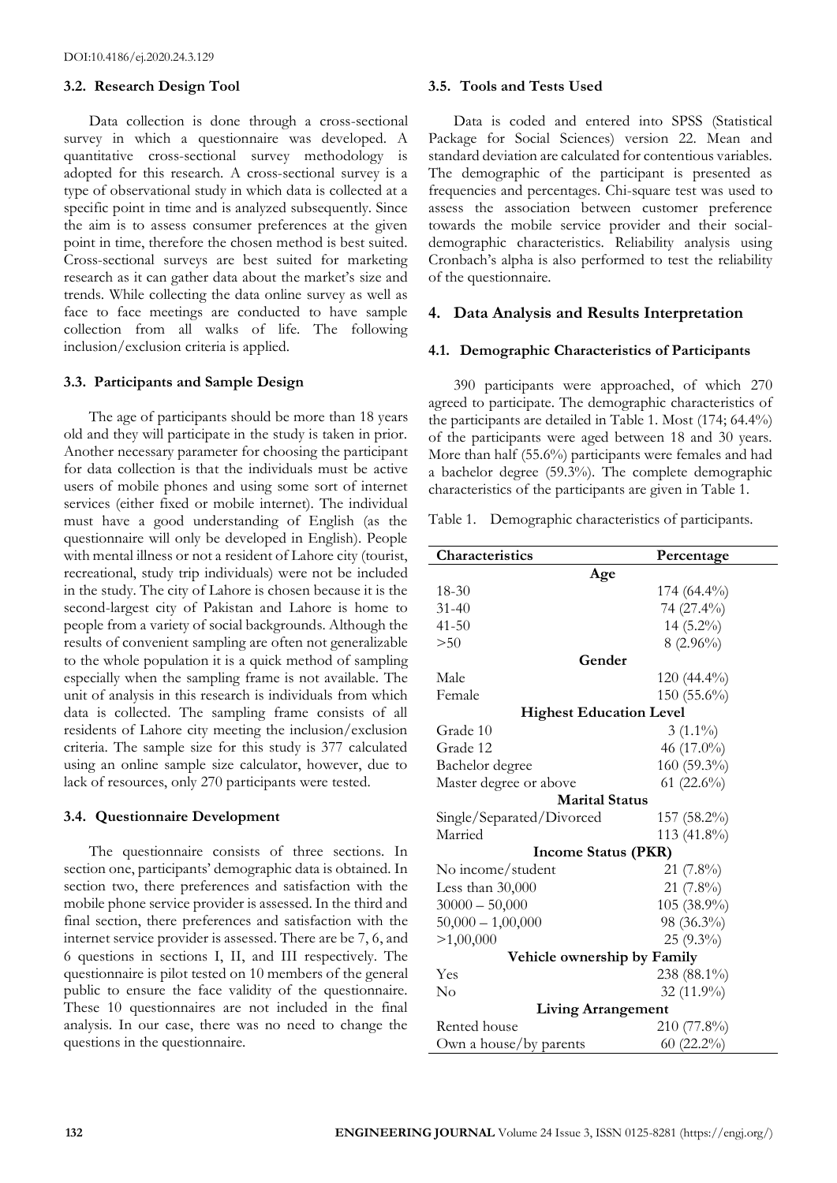DOI:10.4186/ej.2020.24.3.129

### 3.2. Research Design Tool

Data collection is done through a cross-sectional survey in which a questionnaire was developed. A quantitative cross-sectional survey methodology is adopted for this research. A cross-sectional survey is a type of observational study in which data is collected at a specific point in time and is analyzed subsequently. Since the aim is to assess consumer preferences at the given point in time, therefore the chosen method is best suited. Cross-sectional surveys are best suited for marketing research as it can gather data about the market's size and trends. While collecting the data online survey as well as face to face meetings are conducted to have sample collection from all walks of life. The following inclusion/exclusion criteria is applied.

### 3.3. Participants and Sample Design

The age of participants should be more than 18 years old and they will participate in the study is taken in prior. Another necessary parameter for choosing the participant for data collection is that the individuals must be active users of mobile phones and using some sort of internet services (either fixed or mobile internet). The individual must have a good understanding of English (as the questionnaire will only be developed in English). People with mental illness or not a resident of Lahore city (tourist, recreational, study trip individuals) were not be included in the study. The city of Lahore is chosen because it is the second-largest city of Pakistan and Lahore is home to people from a variety of social backgrounds. Although the results of convenient sampling are often not generalizable to the whole population it is a quick method of sampling especially when the sampling frame is not available. The unit of analysis in this research is individuals from which data is collected. The sampling frame consists of all residents of Lahore city meeting the inclusion/exclusion criteria. The sample size for this study is 377 calculated using an online sample size calculator, however, due to lack of resources, only 270 participants were tested.

### 3.4. Questionnaire Development

The questionnaire consists of three sections. In section one, participants' demographic data is obtained. In section two, there preferences and satisfaction with the mobile phone service provider is assessed. In the third and final section, there preferences and satisfaction with the internet service provider is assessed. There are be 7, 6, and 6 questions in sections I, II, and III respectively. The questionnaire is pilot tested on 10 members of the general public to ensure the face validity of the questionnaire. These 10 questionnaires are not included in the final analysis. In our case, there was no need to change the questions in the questionnaire.

### 3.5. Tools and Tests Used

Data is coded and entered into SPSS (Statistical Package for Social Sciences) version 22. Mean and standard deviation are calculated for contentious variables. The demographic of the participant is presented as frequencies and percentages. Chi-square test was used to assess the association between customer preference towards the mobile service provider and their social-demographic characteristics. Reliability analysis using Cronbach's alpha is also performed to test the reliability of the questionnaire.

## 4. Data Analysis and Results Interpretation

### 4.1. Demographic Characteristics of Participants

390 participants were approached, of which 270 agreed to participate. The demographic characteristics of the participants are detailed in Table 1. Most (174; 64.4%) of the participants were aged between 18 and 30 years. More than half (55.6%) participants were females and had a bachelor degree (59.3%). The complete demographic characteristics of the participants are given in Table 1.

Table 1. Demographic characteristics of participants.

| Characteristics | Percentage |
|---|---|
| **Age** | |
| 18-30 | 174 (64.4%) |
| 31-40 | 74 (27.4%) |
| 41-50 | 14 (5.2%) |
| >50 | 8 (2.96%) |
| **Gender** | |
| Male | 120 (44.4%) |
| Female | 150 (55.6%) |
| **Highest Education Level** | |
| Grade 10 | 3 (1.1%) |
| Grade 12 | 46 (17.0%) |
| Bachelor degree | 160 (59.3%) |
| Master degree or above | 61 (22.6%) |
| **Marital Status** | |
| Single/Separated/Divorced | 157 (58.2%) |
| Married | 113 (41.8%) |
| **Income Status (PKR)** | |
| No income/student | 21 (7.8%) |
| Less than 30,000 | 21 (7.8%) |
| 30000 – 50,000 | 105 (38.9%) |
| 50,000 – 1,00,000 | 98 (36.3%) |
| >1,00,000 | 25 (9.3%) |
| **Vehicle ownership by Family** | |
| Yes | 238 (88.1%) |
| No | 32 (11.9%) |
| **Living Arrangement** | |
| Rented house | 210 (77.8%) |
| Own a house/by parents | 60 (22.2%) |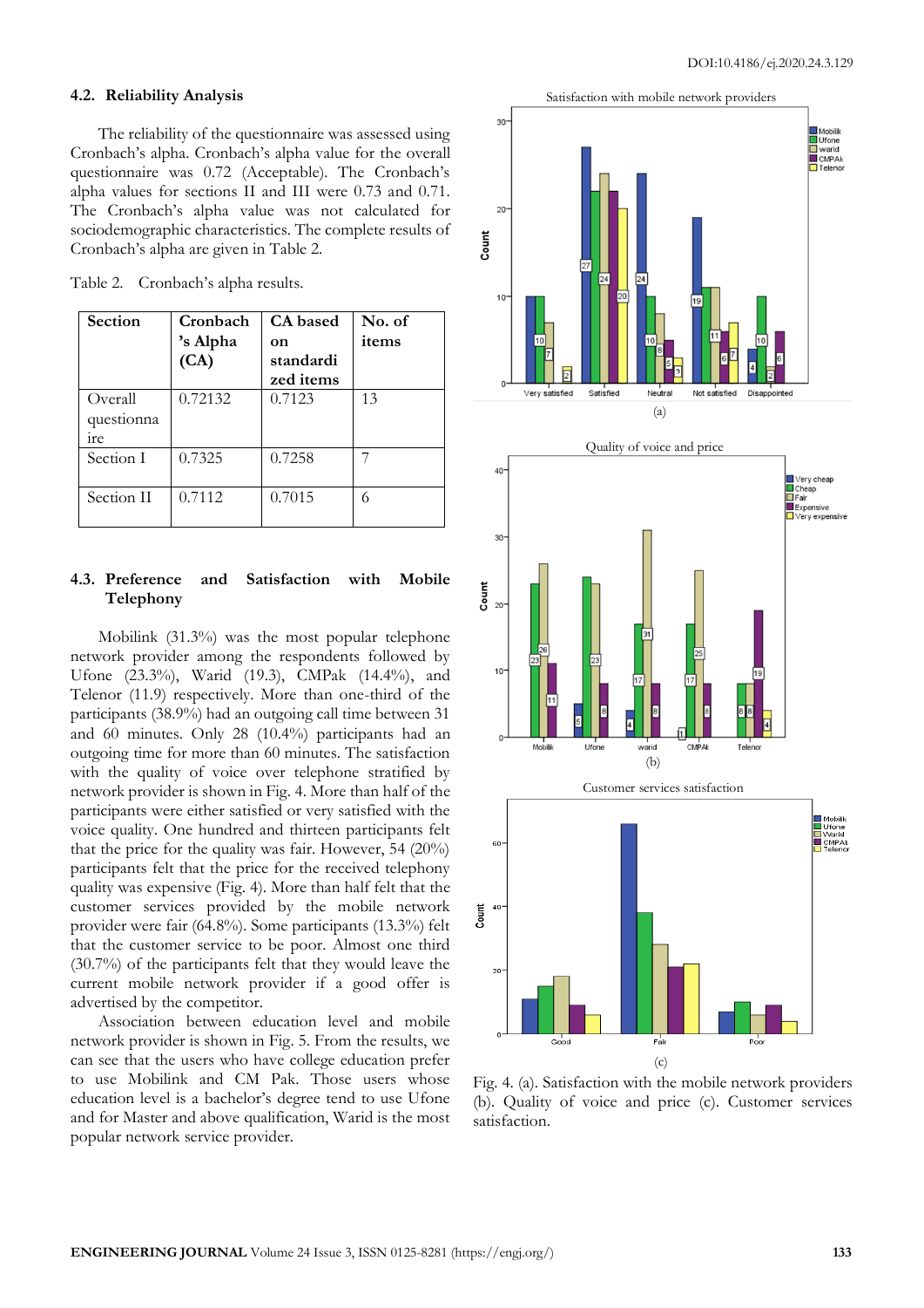### 4.2. Reliability Analysis

The reliability of the questionnaire was assessed using Cronbach's alpha. Cronbach's alpha value for the overall questionnaire was 0.72 (Acceptable). The Cronbach's alpha values for sections II and III were 0.73 and 0.71. The Cronbach's alpha value was not calculated for sociodemographic characteristics. The complete results of Cronbach's alpha are given in Table 2.

Table 2. Cronbach's alpha results.

| Section | Cronbach's Alpha (CA) | CA based on standardized items | No. of items |
|---|---|---|---|
| Overall questionnaire | 0.72132 | 0.7123 | 13 |
| Section I | 0.7325 | 0.7258 | 7 |
| Section II | 0.7112 | 0.7015 | 6 |

### 4.3. Preference and Satisfaction with Mobile Telephony

Mobilink (31.3%) was the most popular telephone network provider among the respondents followed by Ufone (23.3%), Warid (19.3), CMPak (14.4%), and Telenor (11.9) respectively. More than one-third of the participants (38.9%) had an outgoing call time between 31 and 60 minutes. Only 28 (10.4%) participants had an outgoing time for more than 60 minutes. The satisfaction with the quality of voice over telephone stratified by network provider is shown in Fig. 4. More than half of the participants were either satisfied or very satisfied with the voice quality. One hundred and thirteen participants felt that the price for the quality was fair. However, 54 (20%) participants felt that the price for the received telephony quality was expensive (Fig. 4). More than half felt that the customer services provided by the mobile network provider were fair (64.8%). Some participants (13.3%) felt that the customer service to be poor. Almost one third (30.7%) of the participants felt that they would leave the current mobile network provider if a good offer is advertised by the competitor.

Association between education level and mobile network provider is shown in Fig. 5. From the results, we can see that the users who have college education prefer to use Mobilink and CM Pak. Those users whose education level is a bachelor's degree tend to use Ufone and for Master and above qualification, Warid is the most popular network service provider.

Fig. 4. (a). Satisfaction with the mobile network providers (b). Quality of voice and price (c). Customer services satisfaction.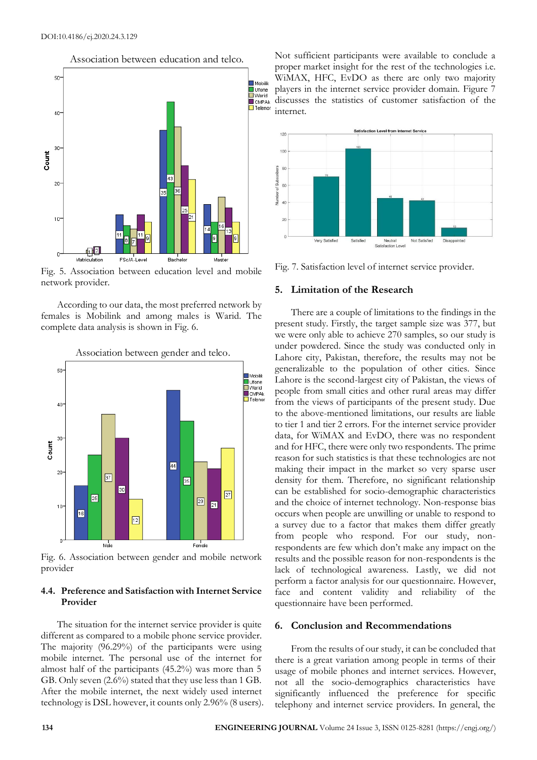Fig. 5. Association between education level and mobile network provider.

According to our data, the most preferred network by females is Mobilink and among males is Warid. The complete data analysis is shown in Fig. 6.

Fig. 6. Association between gender and mobile network provider

### 4.4. Preference and Satisfaction with Internet Service Provider

The situation for the internet service provider is quite different as compared to a mobile phone service provider. The majority (96.29%) of the participants were using mobile internet. The personal use of the internet for almost half of the participants (45.2%) was more than 5 GB. Only seven (2.6%) stated that they use less than 1 GB. After the mobile internet, the next widely used internet technology is DSL however, it counts only 2.96% (8 users). Not sufficient participants were available to conclude a proper market insight for the rest of the technologies i.e. WiMAX, HFC, EvDO as there are only two majority players in the internet service provider domain. Figure 7 discusses the statistics of customer satisfaction of the internet.

Fig. 7. Satisfaction level of internet service provider.

## 5. Limitation of the Research

There are a couple of limitations to the findings in the present study. Firstly, the target sample size was 377, but we were only able to achieve 270 samples, so our study is under powdered. Since the study was conducted only in Lahore city, Pakistan, therefore, the results may not be generalizable to the population of other cities. Since Lahore is the second-largest city of Pakistan, the views of people from small cities and other rural areas may differ from the views of participants of the present study. Due to the above-mentioned limitations, our results are liable to tier 1 and tier 2 errors. For the internet service provider data, for WiMAX and EvDO, there was no respondent and for HFC, there were only two respondents. The prime reason for such statistics is that these technologies are not making their impact in the market so very sparse user density for them. Therefore, no significant relationship can be established for socio-demographic characteristics and the choice of internet technology. Non-response bias occurs when people are unwilling or unable to respond to a survey due to a factor that makes them differ greatly from people who respond. For our study, non-respondents are few which don't make any impact on the results and the possible reason for non-respondents is the lack of technological awareness. Lastly, we did not perform a factor analysis for our questionnaire. However, face and content validity and reliability of the questionnaire have been performed.

## 6. Conclusion and Recommendations

From the results of our study, it can be concluded that there is a great variation among people in terms of their usage of mobile phones and internet services. However, not all the socio-demographics characteristics have significantly influenced the preference for specific telephony and internet service providers. In general, the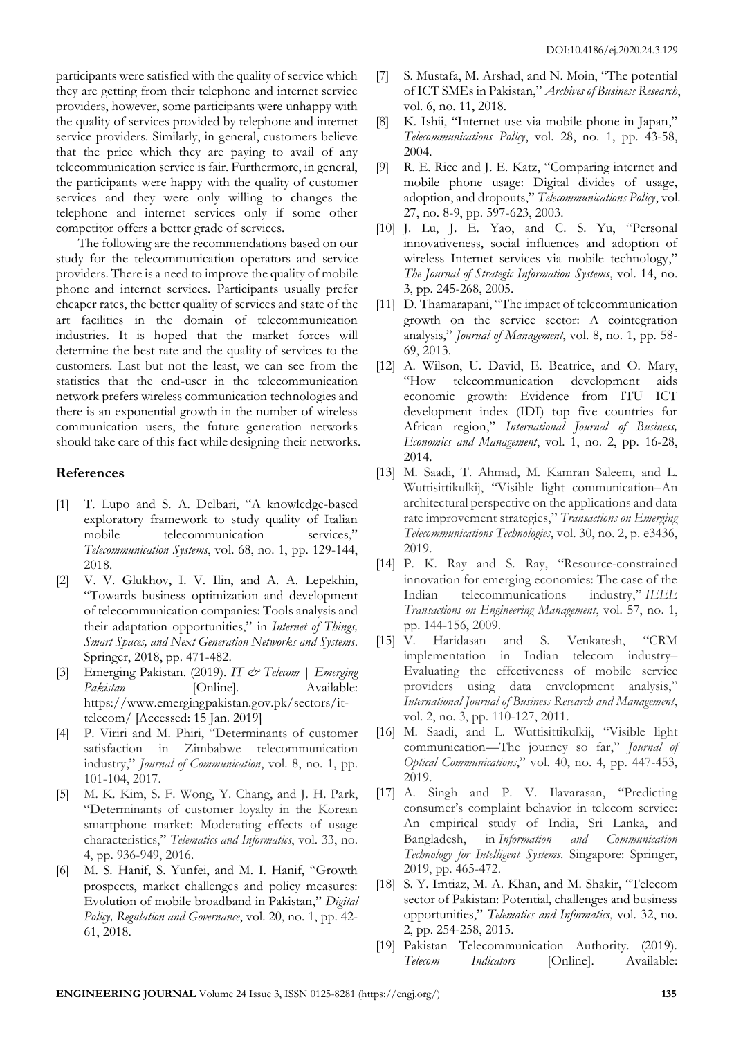participants were satisfied with the quality of service which they are getting from their telephone and internet service providers, however, some participants were unhappy with the quality of services provided by telephone and internet service providers. Similarly, in general, customers believe that the price which they are paying to avail of any telecommunication service is fair. Furthermore, in general, the participants were happy with the quality of customer services and they were only willing to changes the telephone and internet services only if some other competitor offers a better grade of services.

The following are the recommendations based on our study for the telecommunication operators and service providers. There is a need to improve the quality of mobile phone and internet services. Participants usually prefer cheaper rates, the better quality of services and state of the art facilities in the domain of telecommunication industries. It is hoped that the market forces will determine the best rate and the quality of services to the customers. Last but not the least, we can see from the statistics that the end-user in the telecommunication network prefers wireless communication technologies and there is an exponential growth in the number of wireless communication users, the future generation networks should take care of this fact while designing their networks.

## References

[1] T. Lupo and S. A. Delbari, "A knowledge-based exploratory framework to study quality of Italian mobile telecommunication services," *Telecommunication Systems*, vol. 68, no. 1, pp. 129-144, 2018.

[2] V. V. Glukhov, I. V. Ilin, and A. A. Lepekhin, "Towards business optimization and development of telecommunication companies: Tools analysis and their adaptation opportunities," in *Internet of Things, Smart Spaces, and Next Generation Networks and Systems*. Springer, 2018, pp. 471-482.

[3] Emerging Pakistan. (2019). *IT & Telecom | Emerging Pakistan* [Online]. Available: https://www.emergingpakistan.gov.pk/sectors/it-telecom/ [Accessed: 15 Jan. 2019]

[4] P. Viriri and M. Phiri, "Determinants of customer satisfaction in Zimbabwe telecommunication industry," *Journal of Communication*, vol. 8, no. 1, pp. 101-104, 2017.

[5] M. K. Kim, S. F. Wong, Y. Chang, and J. H. Park, "Determinants of customer loyalty in the Korean smartphone market: Moderating effects of usage characteristics," *Telematics and Informatics*, vol. 33, no. 4, pp. 936-949, 2016.

[6] M. S. Hanif, S. Yunfei, and M. I. Hanif, "Growth prospects, market challenges and policy measures: Evolution of mobile broadband in Pakistan," *Digital Policy, Regulation and Governance*, vol. 20, no. 1, pp. 42-61, 2018.

[7] S. Mustafa, M. Arshad, and N. Moin, "The potential of ICT SMEs in Pakistan," *Archives of Business Research*, vol. 6, no. 11, 2018.

[8] K. Ishii, "Internet use via mobile phone in Japan," *Telecommunications Policy*, vol. 28, no. 1, pp. 43-58, 2004.

[9] R. E. Rice and J. E. Katz, "Comparing internet and mobile phone usage: Digital divides of usage, adoption, and dropouts," *Telecommunications Policy*, vol. 27, no. 8-9, pp. 597-623, 2003.

[10] J. Lu, J. E. Yao, and C. S. Yu, "Personal innovativeness, social influences and adoption of wireless Internet services via mobile technology," *The Journal of Strategic Information Systems*, vol. 14, no. 3, pp. 245-268, 2005.

[11] D. Thamarapani, "The impact of telecommunication growth on the service sector: A cointegration analysis," *Journal of Management*, vol. 8, no. 1, pp. 58-69, 2013.

[12] A. Wilson, U. David, E. Beatrice, and O. Mary, "How telecommunication development aids economic growth: Evidence from ITU ICT development index (IDI) top five countries for African region," *International Journal of Business, Economics and Management*, vol. 1, no. 2, pp. 16-28, 2014.

[13] M. Saadi, T. Ahmad, M. Kamran Saleem, and L. Wuttisittikulkij, "Visible light communication–An architectural perspective on the applications and data rate improvement strategies," *Transactions on Emerging Telecommunications Technologies*, vol. 30, no. 2, p. e3436, 2019.

[14] P. K. Ray and S. Ray, "Resource-constrained innovation for emerging economies: The case of the Indian telecommunications industry," *IEEE Transactions on Engineering Management*, vol. 57, no. 1, pp. 144-156, 2009.

[15] V. Haridasan and S. Venkatesh, "CRM implementation in Indian telecom industry–Evaluating the effectiveness of mobile service providers using data envelopment analysis," *International Journal of Business Research and Management*, vol. 2, no. 3, pp. 110-127, 2011.

[16] M. Saadi, and L. Wuttisittikulkij, "Visible light communication—The journey so far," *Journal of Optical Communications*," vol. 40, no. 4, pp. 447-453, 2019.

[17] A. Singh and P. V. Ilavarasan, "Predicting consumer's complaint behavior in telecom service: An empirical study of India, Sri Lanka, and Bangladesh, in *Information and Communication Technology for Intelligent Systems*. Singapore: Springer, 2019, pp. 465-472.

[18] S. Y. Imtiaz, M. A. Khan, and M. Shakir, "Telecom sector of Pakistan: Potential, challenges and business opportunities," *Telematics and Informatics*, vol. 32, no. 2, pp. 254-258, 2015.

[19] Pakistan Telecommunication Authority. (2019). *Telecom Indicators* [Online]. Available: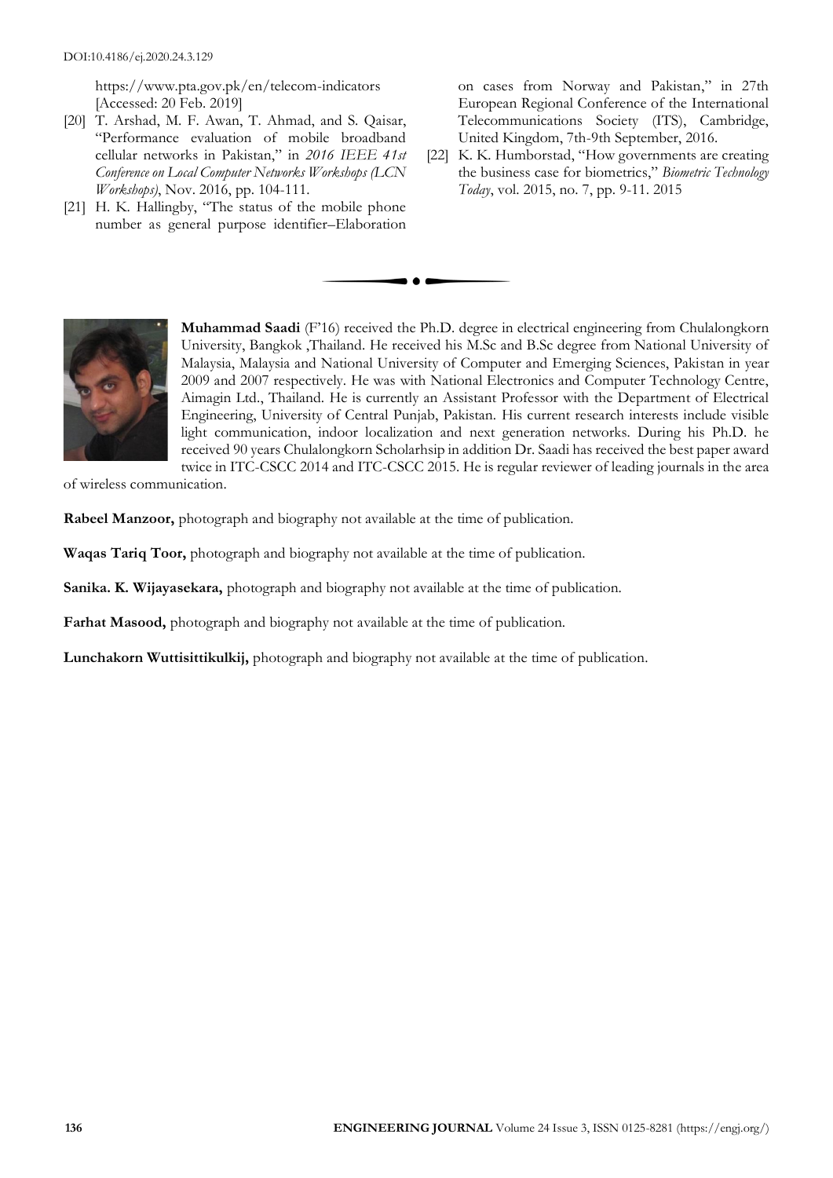https://www.pta.gov.pk/en/telecom-indicators [Accessed: 20 Feb. 2019]

[20] T. Arshad, M. F. Awan, T. Ahmad, and S. Qaisar, "Performance evaluation of mobile broadband cellular networks in Pakistan," in *2016 IEEE 41st Conference on Local Computer Networks Workshops (LCN Workshops)*, Nov. 2016, pp. 104-111.

[21] H. K. Hallingby, "The status of the mobile phone number as general purpose identifier–Elaboration on cases from Norway and Pakistan," in 27th European Regional Conference of the International Telecommunications Society (ITS), Cambridge, United Kingdom, 7th-9th September, 2016.

[22] K. K. Humborstad, "How governments are creating the business case for biometrics," *Biometric Technology Today*, vol. 2015, no. 7, pp. 9-11. 2015

**Muhammad Saadi** (F'16) received the Ph.D. degree in electrical engineering from Chulalongkorn University, Bangkok ,Thailand. He received his M.Sc and B.Sc degree from National University of Malaysia, Malaysia and National University of Computer and Emerging Sciences, Pakistan in year 2009 and 2007 respectively. He was with National Electronics and Computer Technology Centre, Aimagin Ltd., Thailand. He is currently an Assistant Professor with the Department of Electrical Engineering, University of Central Punjab, Pakistan. His current research interests include visible light communication, indoor localization and next generation networks. During his Ph.D. he received 90 years Chulalongkorn Scholarhsip in addition Dr. Saadi has received the best paper award twice in ITC-CSCC 2014 and ITC-CSCC 2015. He is regular reviewer of leading journals in the area of wireless communication.

**Rabeel Manzoor,** photograph and biography not available at the time of publication.

**Waqas Tariq Toor,** photograph and biography not available at the time of publication.

**Sanika. K. Wijayasekara,** photograph and biography not available at the time of publication.

**Farhat Masood,** photograph and biography not available at the time of publication.

**Lunchakorn Wuttisittikulkij,** photograph and biography not available at the time of publication.